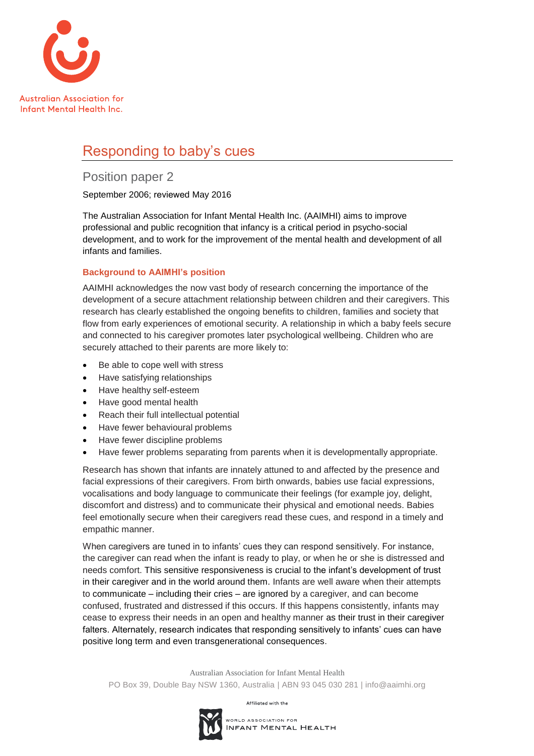Australian Association for Infant Mental Health Inc.

# Responding to baby's cues

## Position paper 2

September 2006; reviewed May 2016

The Australian Association for Infant Mental Health Inc. (AAIMHI) aims to improve professional and public recognition that infancy is a critical period in psycho-social development, and to work for the improvement of the mental health and development of all infants and families.

### Background to AAIMHI's position

AAIMHI acknowledges the now vast body of research concerning the importance of the development of a secure attachment relationship between children and their caregivers. This research has clearly established the ongoing benefits to children, families and society that flow from early experiences of emotional security. A relationship in which a baby feels secure and connected to his caregiver promotes later psychological wellbeing. Children who are securely attached to their parents are more likely to:

- Be able to cope well with stress
- Have satisfying relationships
- Have healthy self-esteem
- Have good mental health
- Reach their full intellectual potential
- Have fewer behavioural problems
- Have fewer discipline problems
- Have fewer problems separating from parents when it is developmentally appropriate.

Research has shown that infants are innately attuned to and affected by the presence and facial expressions of their caregivers. From birth onwards, babies use facial expressions, vocalisations and body language to communicate their feelings (for example joy, delight, discomfort and distress) and to communicate their physical and emotional needs. Babies feel emotionally secure when their caregivers read these cues, and respond in a timely and empathic manner.

When caregivers are tuned in to infants' cues they can respond sensitively. For instance, the caregiver can read when the infant is ready to play, or when he or she is distressed and needs comfort. This sensitive responsiveness is crucial to the infant's development of trust in their caregiver and in the world around them. Infants are well aware when their attempts to communicate – including their cries – are ignored by a caregiver, and can become confused, frustrated and distressed if this occurs. If this happens consistently, infants may cease to express their needs in an open and healthy manner as their trust in their caregiver falters. Alternately, research indicates that responding sensitively to infants' cues can have positive long term and even transgenerational consequences.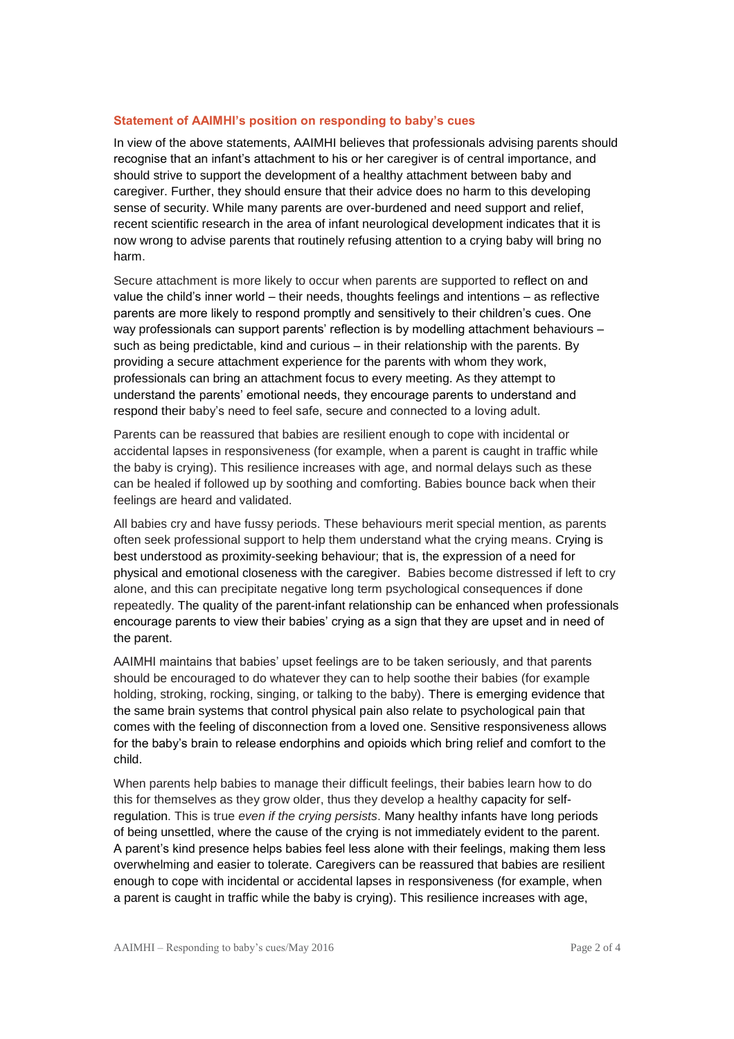### Statement of AAIMHI's position on responding to baby's cues

In view of the above statements, AAIMHI believes that professionals advising parents should recognise that an infant's attachment to his or her caregiver is of central importance, and should strive to support the development of a healthy attachment between baby and caregiver. Further, they should ensure that their advice does no harm to this developing sense of security. While many parents are over-burdened and need support and relief, recent scientific research in the area of infant neurological development indicates that it is now wrong to advise parents that routinely refusing attention to a crying baby will bring no harm.

Secure attachment is more likely to occur when parents are supported to reflect on and value the child's inner world – their needs, thoughts feelings and intentions – as reflective parents are more likely to respond promptly and sensitively to their children's cues. One way professionals can support parents' reflection is by modelling attachment behaviours – such as being predictable, kind and curious – in their relationship with the parents. By providing a secure attachment experience for the parents with whom they work, professionals can bring an attachment focus to every meeting. As they attempt to understand the parents' emotional needs, they encourage parents to understand and respond their baby's need to feel safe, secure and connected to a loving adult.

Parents can be reassured that babies are resilient enough to cope with incidental or accidental lapses in responsiveness (for example, when a parent is caught in traffic while the baby is crying). This resilience increases with age, and normal delays such as these can be healed if followed up by soothing and comforting. Babies bounce back when their feelings are heard and validated.

All babies cry and have fussy periods. These behaviours merit special mention, as parents often seek professional support to help them understand what the crying means. Crying is best understood as proximity-seeking behaviour; that is, the expression of a need for physical and emotional closeness with the caregiver. Babies become distressed if left to cry alone, and this can precipitate negative long term psychological consequences if done repeatedly. The quality of the parent-infant relationship can be enhanced when professionals encourage parents to view their babies' crying as a sign that they are upset and in need of the parent.

AAIMHI maintains that babies' upset feelings are to be taken seriously, and that parents should be encouraged to do whatever they can to help soothe their babies (for example holding, stroking, rocking, singing, or talking to the baby). There is emerging evidence that the same brain systems that control physical pain also relate to psychological pain that comes with the feeling of disconnection from a loved one. Sensitive responsiveness allows for the baby's brain to release endorphins and opioids which bring relief and comfort to the child.

When parents help babies to manage their difficult feelings, their babies learn how to do this for themselves as they grow older, thus they develop a healthy capacity for self-regulation. This is true *even if the crying persists*. Many healthy infants have long periods of being unsettled, where the cause of the crying is not immediately evident to the parent. A parent's kind presence helps babies feel less alone with their feelings, making them less overwhelming and easier to tolerate. Caregivers can be reassured that babies are resilient enough to cope with incidental or accidental lapses in responsiveness (for example, when a parent is caught in traffic while the baby is crying). This resilience increases with age,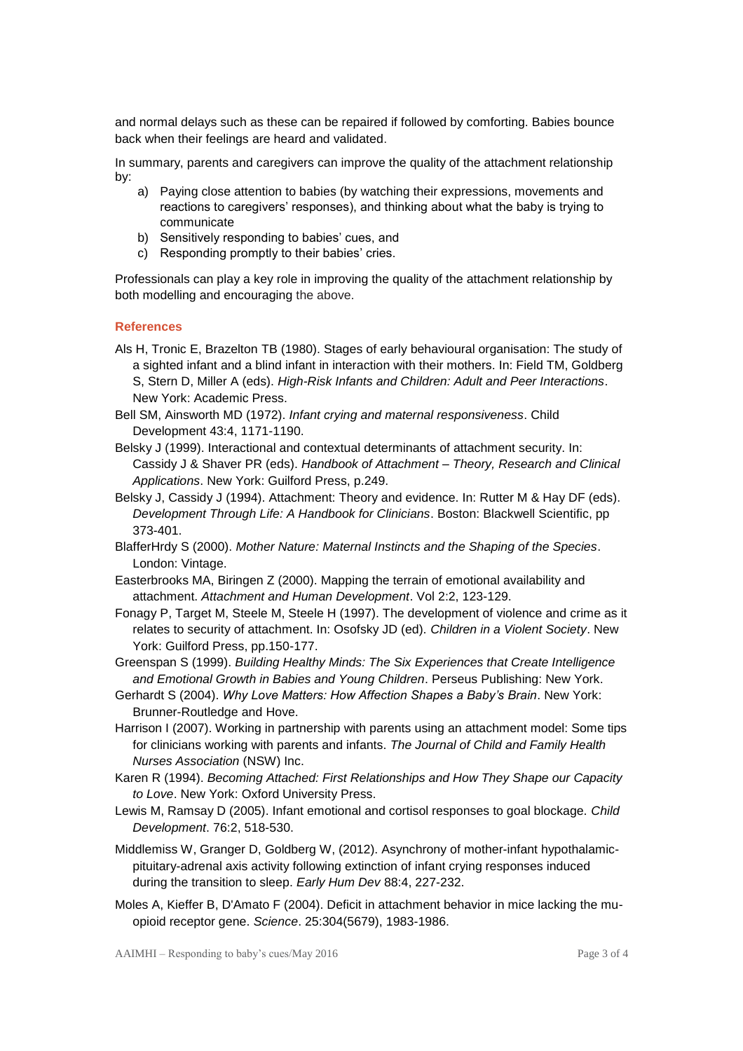and normal delays such as these can be repaired if followed by comforting. Babies bounce back when their feelings are heard and validated.

In summary, parents and caregivers can improve the quality of the attachment relationship by:

a) Paying close attention to babies (by watching their expressions, movements and reactions to caregivers' responses), and thinking about what the baby is trying to communicate
b) Sensitively responding to babies' cues, and
c) Responding promptly to their babies' cries.

Professionals can play a key role in improving the quality of the attachment relationship by both modelling and encouraging the above.

## References

Als H, Tronic E, Brazelton TB (1980). Stages of early behavioural organisation: The study of a sighted infant and a blind infant in interaction with their mothers. In: Field TM, Goldberg S, Stern D, Miller A (eds). *High-Risk Infants and Children: Adult and Peer Interactions*. New York: Academic Press.

Bell SM, Ainsworth MD (1972). *Infant crying and maternal responsiveness*. Child Development 43:4, 1171-1190.

Belsky J (1999). Interactional and contextual determinants of attachment security. In: Cassidy J & Shaver PR (eds). *Handbook of Attachment – Theory, Research and Clinical Applications*. New York: Guilford Press, p.249.

Belsky J, Cassidy J (1994). Attachment: Theory and evidence. In: Rutter M & Hay DF (eds). *Development Through Life: A Handbook for Clinicians*. Boston: Blackwell Scientific, pp 373-401.

BlafferHrdy S (2000). *Mother Nature: Maternal Instincts and the Shaping of the Species*. London: Vintage.

Easterbrooks MA, Biringen Z (2000). Mapping the terrain of emotional availability and attachment. *Attachment and Human Development*. Vol 2:2, 123-129.

Fonagy P, Target M, Steele M, Steele H (1997). The development of violence and crime as it relates to security of attachment. In: Osofsky JD (ed). *Children in a Violent Society*. New York: Guilford Press, pp.150-177.

Greenspan S (1999). *Building Healthy Minds: The Six Experiences that Create Intelligence and Emotional Growth in Babies and Young Children*. Perseus Publishing: New York.

Gerhardt S (2004). *Why Love Matters: How Affection Shapes a Baby's Brain*. New York: Brunner-Routledge and Hove.

Harrison I (2007). Working in partnership with parents using an attachment model: Some tips for clinicians working with parents and infants. *The Journal of Child and Family Health Nurses Association* (NSW) Inc.

Karen R (1994). *Becoming Attached: First Relationships and How They Shape our Capacity to Love*. New York: Oxford University Press.

Lewis M, Ramsay D (2005). Infant emotional and cortisol responses to goal blockage. *Child Development*. 76:2, 518-530.

Middlemiss W, Granger D, Goldberg W, (2012). Asynchrony of mother-infant hypothalamic-pituitary-adrenal axis activity following extinction of infant crying responses induced during the transition to sleep. *Early Hum Dev* 88:4, 227-232.

Moles A, Kieffer B, D'Amato F (2004). Deficit in attachment behavior in mice lacking the mu-opioid receptor gene. *Science*. 25:304(5679), 1983-1986.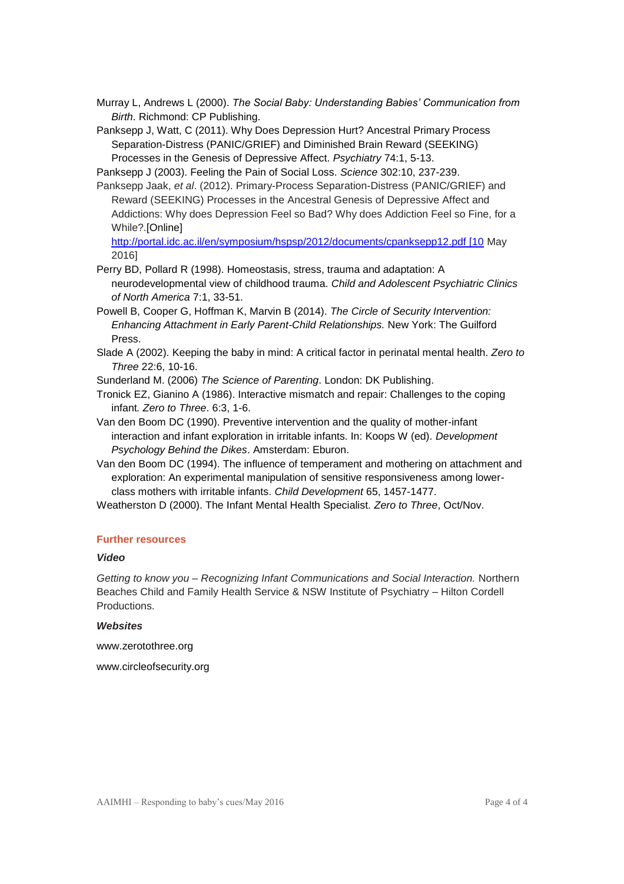Murray L, Andrews L (2000). *The Social Baby: Understanding Babies' Communication from Birth*. Richmond: CP Publishing.

Panksepp J, Watt, C (2011). Why Does Depression Hurt? Ancestral Primary Process Separation-Distress (PANIC/GRIEF) and Diminished Brain Reward (SEEKING) Processes in the Genesis of Depressive Affect. *Psychiatry* 74:1, 5-13.

Panksepp J (2003). Feeling the Pain of Social Loss. *Science* 302:10, 237-239.

Panksepp Jaak, *et al*. (2012). Primary-Process Separation-Distress (PANIC/GRIEF) and Reward (SEEKING) Processes in the Ancestral Genesis of Depressive Affect and Addictions: Why does Depression Feel so Bad? Why does Addiction Feel so Fine, for a While?.[Online] http://portal.idc.ac.il/en/symposium/hspsp/2012/documents/cpanksepp12.pdf [10 May 2016]

Perry BD, Pollard R (1998). Homeostasis, stress, trauma and adaptation: A neurodevelopmental view of childhood trauma. *Child and Adolescent Psychiatric Clinics of North America* 7:1, 33-51.

Powell B, Cooper G, Hoffman K, Marvin B (2014). *The Circle of Security Intervention: Enhancing Attachment in Early Parent-Child Relationships.* New York: The Guilford Press.

Slade A (2002). Keeping the baby in mind: A critical factor in perinatal mental health. *Zero to Three* 22:6, 10-16.

Sunderland M. (2006) *The Science of Parenting*. London: DK Publishing.

Tronick EZ, Gianino A (1986). Interactive mismatch and repair: Challenges to the coping infant*. Zero to Three*. 6:3, 1-6.

Van den Boom DC (1990). Preventive intervention and the quality of mother-infant interaction and infant exploration in irritable infants. In: Koops W (ed). *Development Psychology Behind the Dikes*. Amsterdam: Eburon.

Van den Boom DC (1994). The influence of temperament and mothering on attachment and exploration: An experimental manipulation of sensitive responsiveness among lower-class mothers with irritable infants. *Child Development* 65, 1457-1477.

Weatherston D (2000). The Infant Mental Health Specialist. *Zero to Three*, Oct/Nov.

## Further resources

### *Video*

*Getting to know you – Recognizing Infant Communications and Social Interaction.* Northern Beaches Child and Family Health Service & NSW Institute of Psychiatry – Hilton Cordell Productions.

### *Websites*

www.zerotothree.org

www.circleofsecurity.org